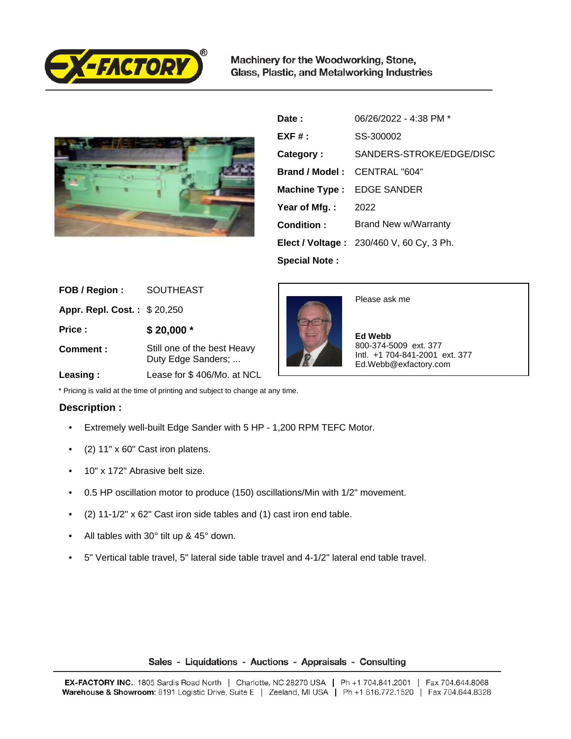**EX-FACTORY®**

Machinery for the Woodworking, Stone, Glass, Plastic, and Metalworking Industries

| | |
|---|---|
| **Date :** | 06/26/2022 - 4:38 PM * |
| **EXF # :** | SS-300002 |
| **Category :** | SANDERS-STROKE/EDGE/DISC |
| **Brand / Model :** | CENTRAL "604" |
| **Machine Type :** | EDGE SANDER |
| **Year of Mfg. :** | 2022 |
| **Condition :** | Brand New w/Warranty |
| **Elect / Voltage :** | 230/460 V, 60 Cy, 3 Ph. |
| **Special Note :** | |

| | |
|---|---|
| **FOB / Region :** | SOUTHEAST |
| **Appr. Repl. Cost. :** | $ 20,250 |
| **Price :** | **$ 20,000 *** |
| **Comment :** | Still one of the best Heavy Duty Edge Sanders; ... |
| **Leasing :** | Lease for $ 406/Mo. at NCL |

Please ask me

**Ed Webb**
800-374-5009 ext. 377
Intl. +1 704-841-2001 ext. 377
Ed.Webb@exfactory.com

* Pricing is valid at the time of printing and subject to change at any time.

## Description :

- Extremely well-built Edge Sander with 5 HP - 1,200 RPM TEFC Motor.
- (2) 11" x 60" Cast iron platens.
- 10" x 172" Abrasive belt size.
- 0.5 HP oscillation motor to produce (150) oscillations/Min with 1/2" movement.
- (2) 11-1/2" x 62" Cast iron side tables and (1) cast iron end table.
- All tables with 30° tilt up & 45° down.
- 5" Vertical table travel, 5" lateral side table travel and 4-1/2" lateral end table travel.

Sales - Liquidations - Auctions - Appraisals - Consulting

**EX-FACTORY INC.**: 1805 Sardis Road North | Charlotte, NC 28270 USA | Ph +1 704.841.2001 | Fax 704.644.8068
**Warehouse & Showroom**: 8191 Logistic Drive, Suite E | Zeeland, MI USA | Ph +1 616.772.1520 | Fax 704.644.8328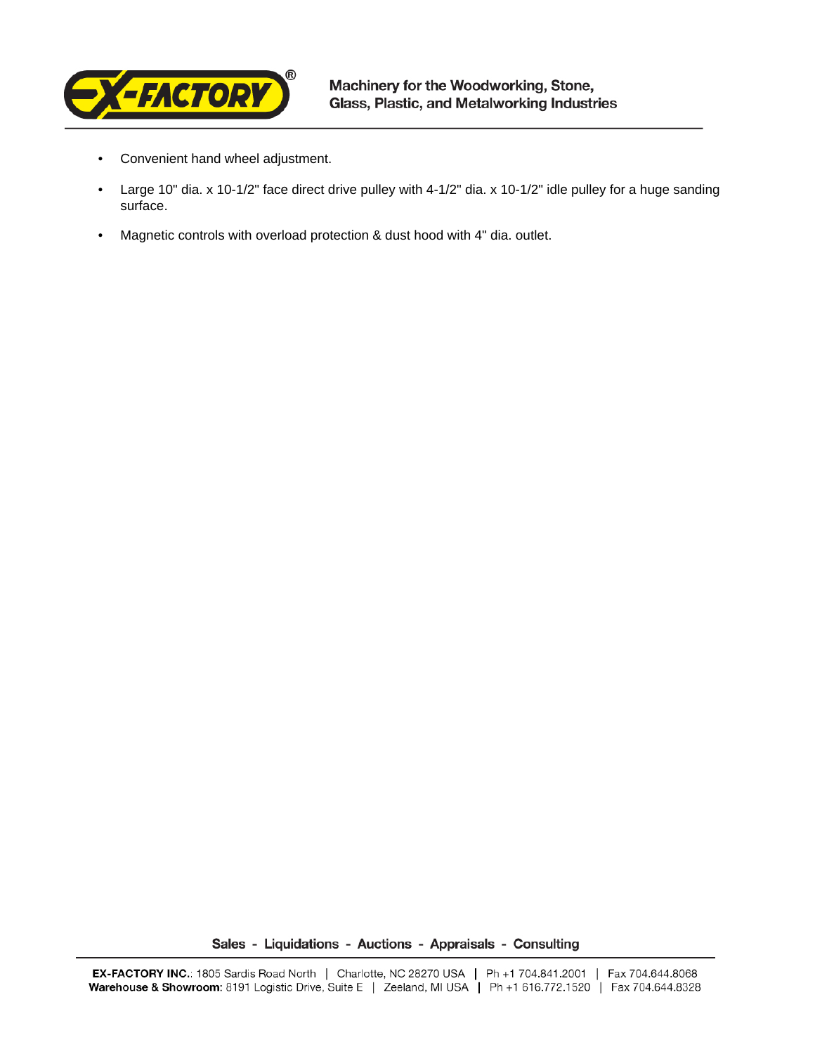- Convenient hand wheel adjustment.
- Large 10" dia. x 10-1/2" face direct drive pulley with 4-1/2" dia. x 10-1/2" idle pulley for a huge sanding surface.
- Magnetic controls with overload protection & dust hood with 4" dia. outlet.